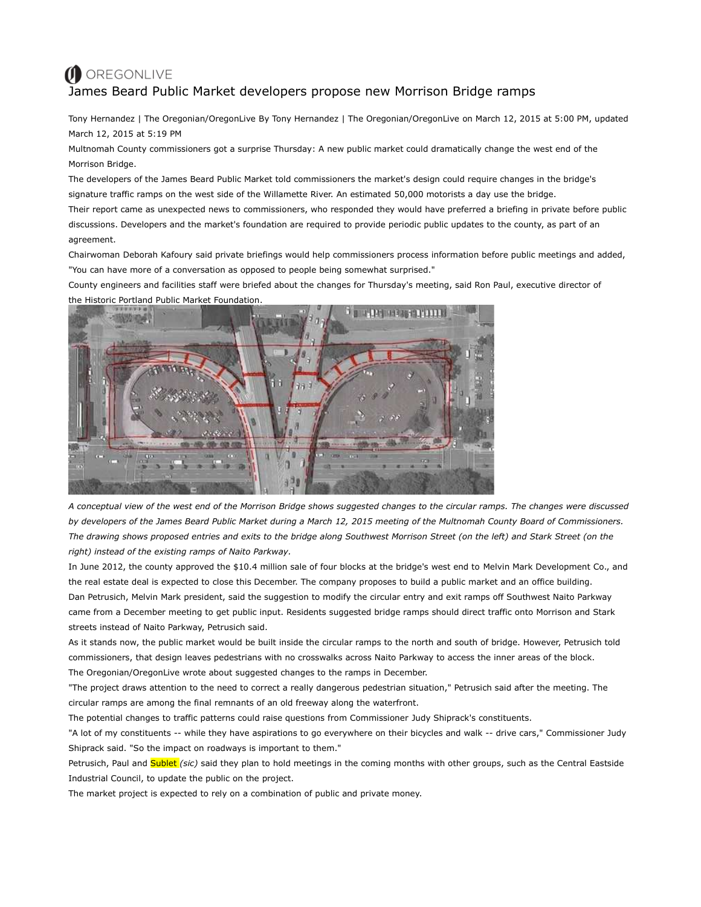OREGONLIVE

# James Beard Public Market developers propose new Morrison Bridge ramps

Tony Hernandez | The Oregonian/OregonLive By Tony Hernandez | The Oregonian/OregonLive on March 12, 2015 at 5:00 PM, updated March 12, 2015 at 5:19 PM

Multnomah County commissioners got a surprise Thursday: A new public market could dramatically change the west end of the Morrison Bridge.

The developers of the James Beard Public Market told commissioners the market's design could require changes in the bridge's signature traffic ramps on the west side of the Willamette River. An estimated 50,000 motorists a day use the bridge.

Their report came as unexpected news to commissioners, who responded they would have preferred a briefing in private before public discussions. Developers and the market's foundation are required to provide periodic public updates to the county, as part of an agreement.

Chairwoman Deborah Kafoury said private briefings would help commissioners process information before public meetings and added, "You can have more of a conversation as opposed to people being somewhat surprised."

County engineers and facilities staff were briefed about the changes for Thursday's meeting, said Ron Paul, executive director of the Historic Portland Public Market Foundation.

*A conceptual view of the west end of the Morrison Bridge shows suggested changes to the circular ramps. The changes were discussed by developers of the James Beard Public Market during a March 12, 2015 meeting of the Multnomah County Board of Commissioners. The drawing shows proposed entries and exits to the bridge along Southwest Morrison Street (on the left) and Stark Street (on the right) instead of the existing ramps of Naito Parkway.*

In June 2012, the county approved the $10.4 million sale of four blocks at the bridge's west end to Melvin Mark Development Co., and the real estate deal is expected to close this December. The company proposes to build a public market and an office building.

Dan Petrusich, Melvin Mark president, said the suggestion to modify the circular entry and exit ramps off Southwest Naito Parkway came from a December meeting to get public input. Residents suggested bridge ramps should direct traffic onto Morrison and Stark streets instead of Naito Parkway, Petrusich said.

As it stands now, the public market would be built inside the circular ramps to the north and south of bridge. However, Petrusich told commissioners, that design leaves pedestrians with no crosswalks across Naito Parkway to access the inner areas of the block.

The Oregonian/OregonLive wrote about suggested changes to the ramps in December.

"The project draws attention to the need to correct a really dangerous pedestrian situation," Petrusich said after the meeting. The circular ramps are among the final remnants of an old freeway along the waterfront.

The potential changes to traffic patterns could raise questions from Commissioner Judy Shiprack's constituents.

"A lot of my constituents -- while they have aspirations to go everywhere on their bicycles and walk -- drive cars," Commissioner Judy Shiprack said. "So the impact on roadways is important to them."

Petrusich, Paul and Sublet *(sic)* said they plan to hold meetings in the coming months with other groups, such as the Central Eastside Industrial Council, to update the public on the project.

The market project is expected to rely on a combination of public and private money.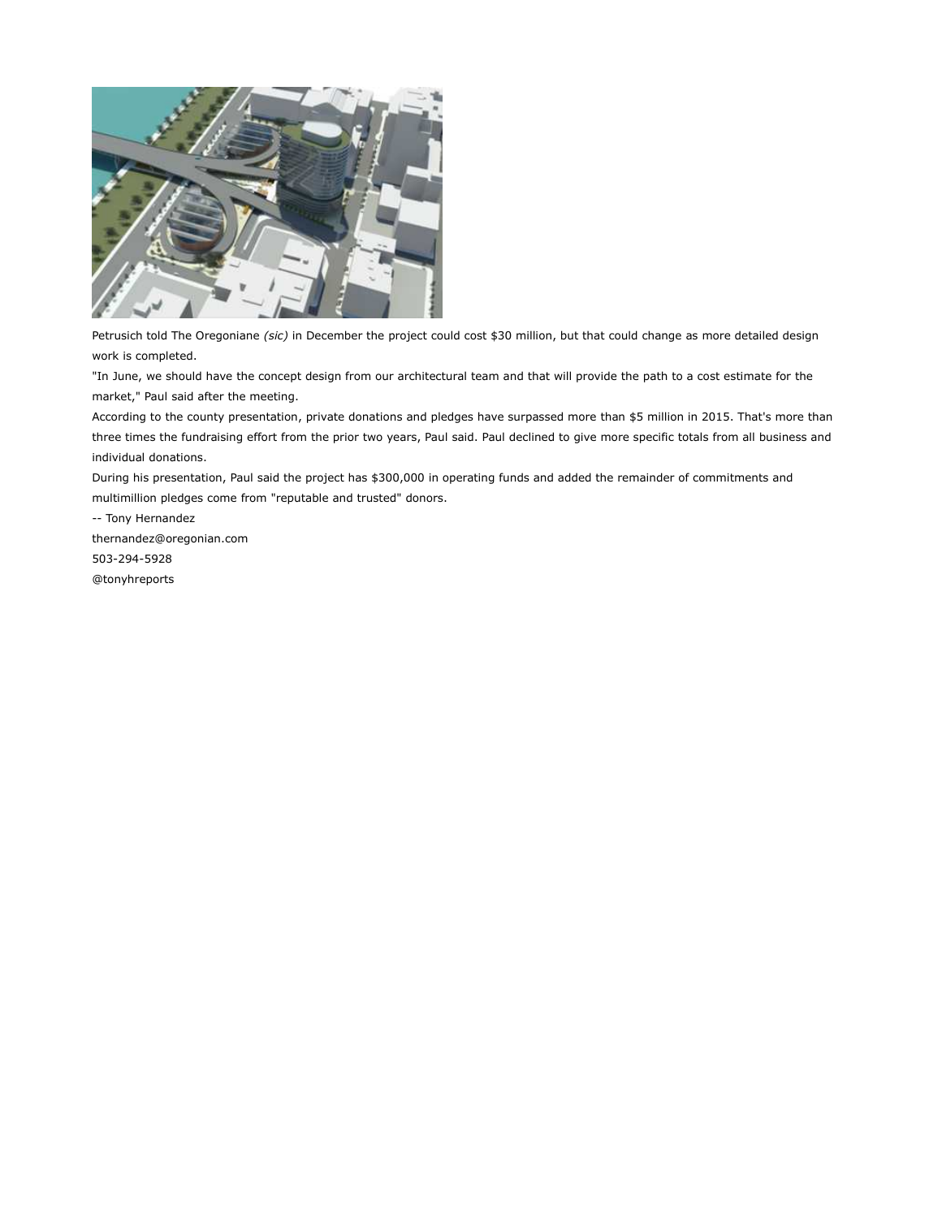Petrusich told The Oregoniane *(sic)* in December the project could cost $30 million, but that could change as more detailed design work is completed.

"In June, we should have the concept design from our architectural team and that will provide the path to a cost estimate for the market," Paul said after the meeting.

According to the county presentation, private donations and pledges have surpassed more than $5 million in 2015. That's more than three times the fundraising effort from the prior two years, Paul said. Paul declined to give more specific totals from all business and individual donations.

During his presentation, Paul said the project has $300,000 in operating funds and added the remainder of commitments and multimillion pledges come from "reputable and trusted" donors.

-- Tony Hernandez

thernandez@oregonian.com

503-294-5928

@tonyhreports